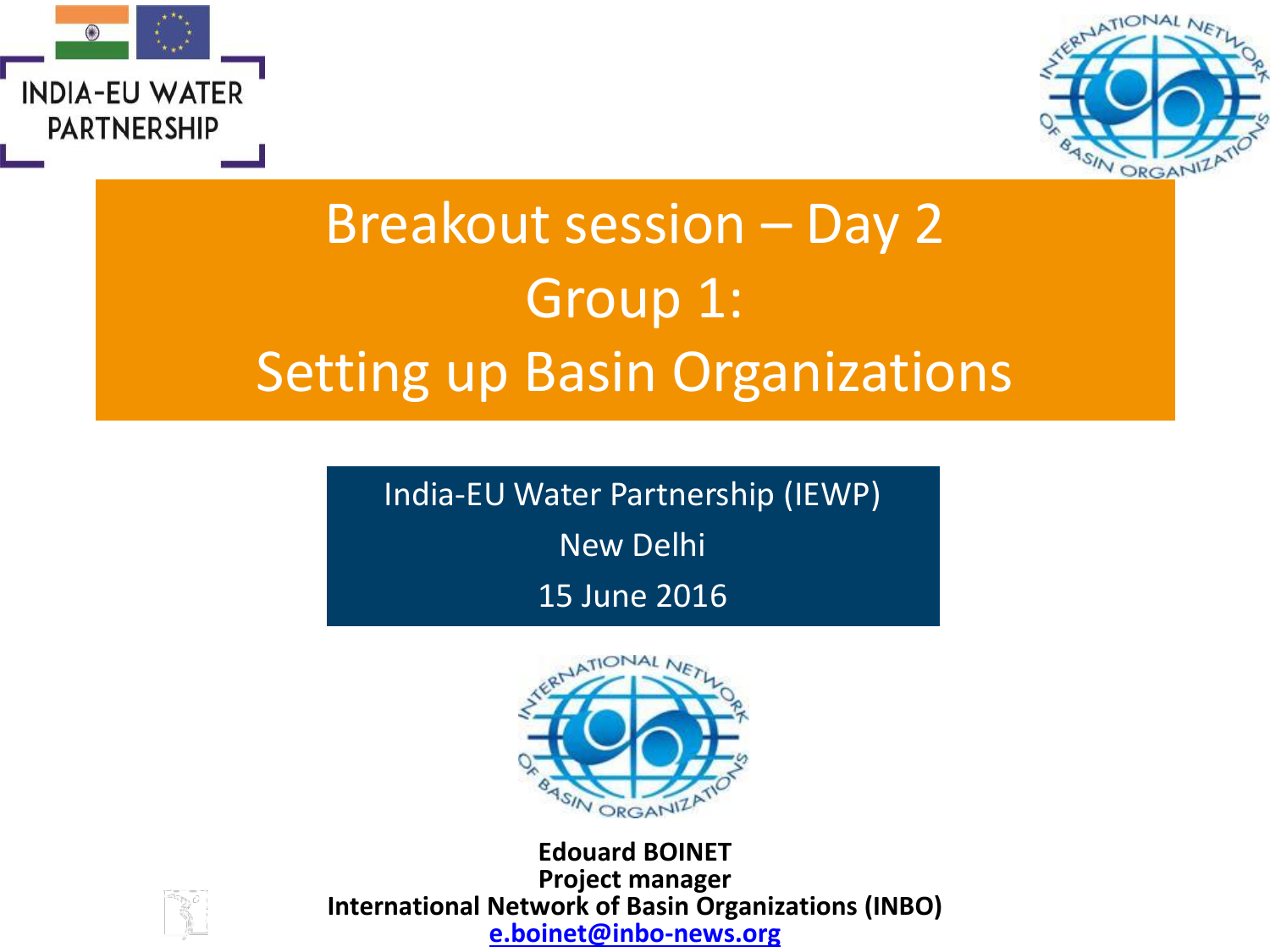INDIA-EU WATER PARTNERSHIP

INTERNATIONAL NETWORK OF BASIN ORGANIZATIONS

# Breakout session – Day 2
# Group 1:
# Setting up Basin Organizations

India-EU Water Partnership (IEWP)

New Delhi

15 June 2016

INTERNATIONAL NETWORK OF BASIN ORGANIZATIONS

**Edouard BOINET**
**Project manager**
**International Network of Basin Organizations (INBO)**
**e.boinet@inbo-news.org**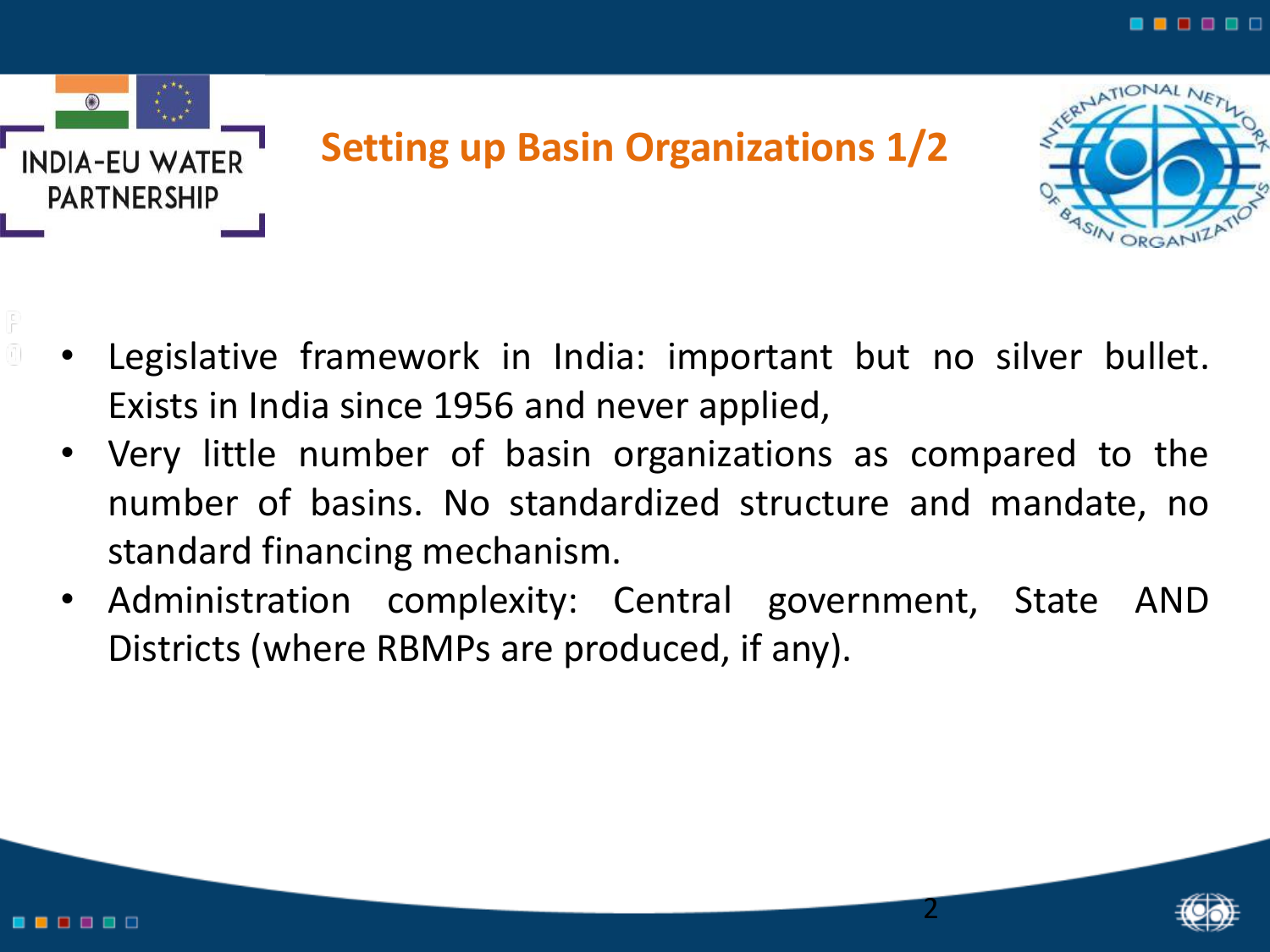# Setting up Basin Organizations 1/2

- Legislative framework in India: important but no silver bullet. Exists in India since 1956 and never applied,
- Very little number of basin organizations as compared to the number of basins. No standardized structure and mandate, no standard financing mechanism.
- Administration complexity: Central government, State AND Districts (where RBMPs are produced, if any).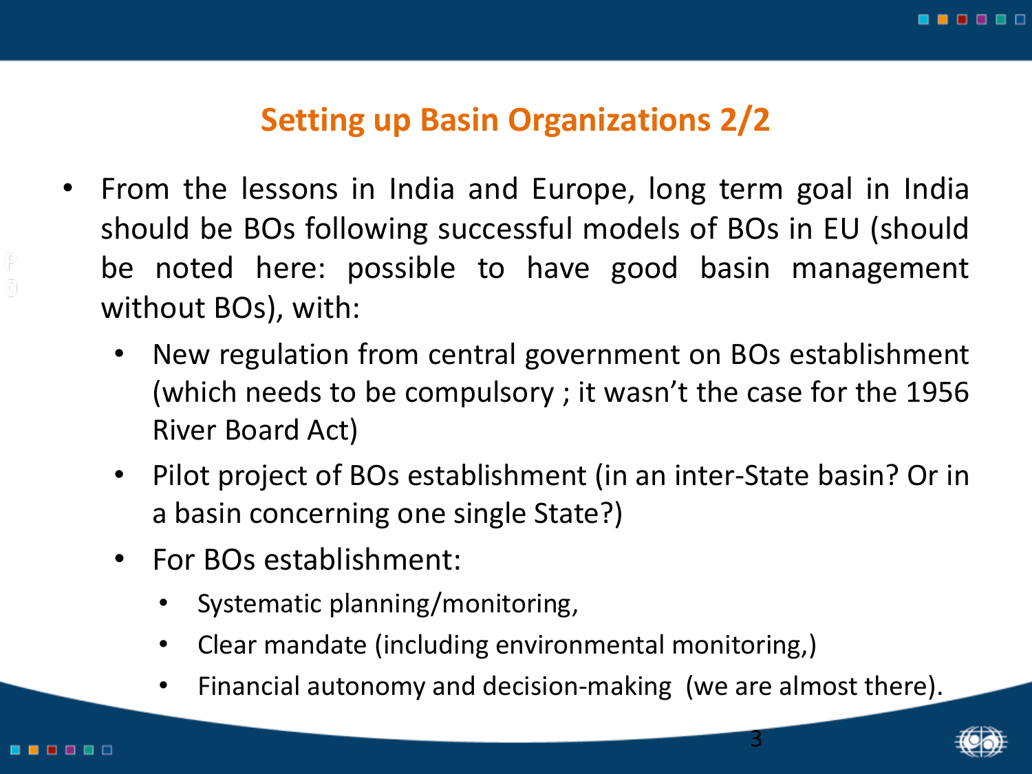## Setting up Basin Organizations 2/2

- From the lessons in India and Europe, long term goal in India should be BOs following successful models of BOs in EU (should be noted here: possible to have good basin management without BOs), with:
  - New regulation from central government on BOs establishment (which needs to be compulsory ; it wasn't the case for the 1956 River Board Act)
  - Pilot project of BOs establishment (in an inter-State basin? Or in a basin concerning one single State?)
  - For BOs establishment:
    - Systematic planning/monitoring,
    - Clear mandate (including environmental monitoring,)
    - Financial autonomy and decision-making (we are almost there).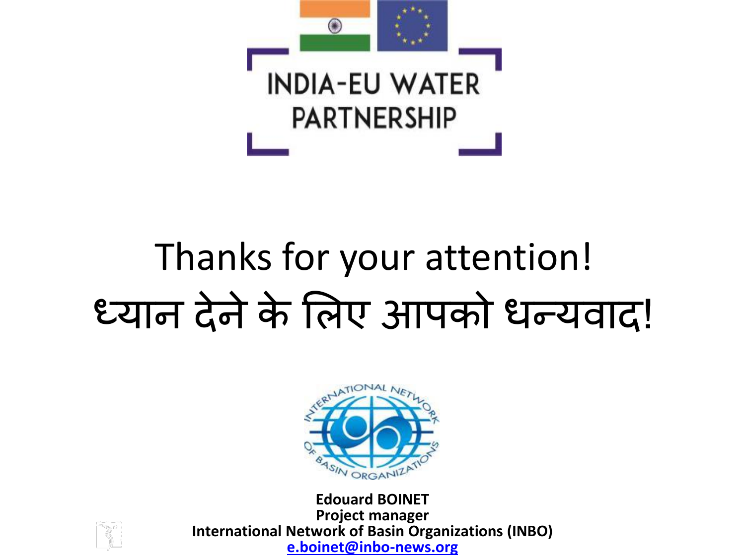INDIA-EU WATER PARTNERSHIP

# Thanks for your attention!

# ध्यान देने के लिए आपको धन्यवाद!

INTERNATIONAL NETWORK OF BASIN ORGANIZATIONS

**Edouard BOINET**
**Project manager**
**International Network of Basin Organizations (INBO)**
**e.boinet@inbo-news.org**